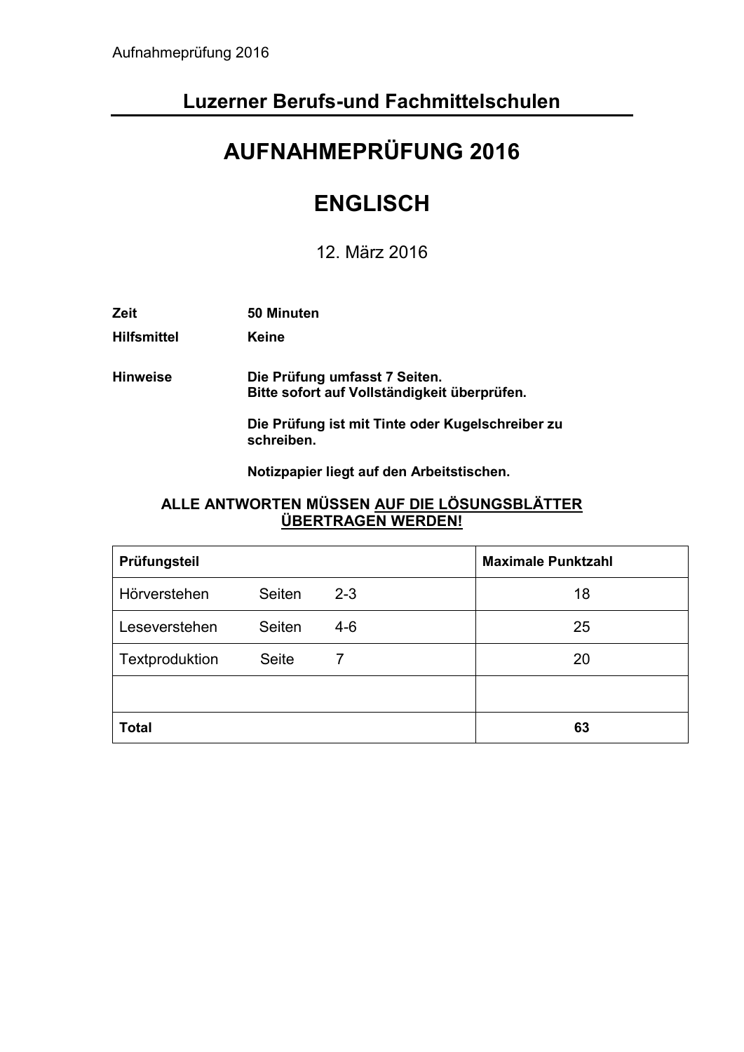Aufnahmeprüfung 2016

## Luzerner Berufs-und Fachmittelschulen

# AUFNAHMEPRÜFUNG 2016

# ENGLISCH

12. März 2016

**Zeit** **50 Minuten**

**Hilfsmittel** **Keine**

**Hinweise** **Die Prüfung umfasst 7 Seiten.**
**Bitte sofort auf Vollständigkeit überprüfen.**

**Die Prüfung ist mit Tinte oder Kugelschreiber zu schreiben.**

**Notizpapier liegt auf den Arbeitstischen.**

**ALLE ANTWORTEN MÜSSEN <u>AUF DIE LÖSUNGSBLÄTTER ÜBERTRAGEN WERDEN!</u>**

| **Prüfungsteil** | | | **Maximale Punktzahl** |
|---|---|---|---|
| Hörverstehen | Seiten | 2-3 | 18 |
| Leseverstehen | Seiten | 4-6 | 25 |
| Textproduktion | Seite | 7 | 20 |
| | | | |
| **Total** | | | **63** |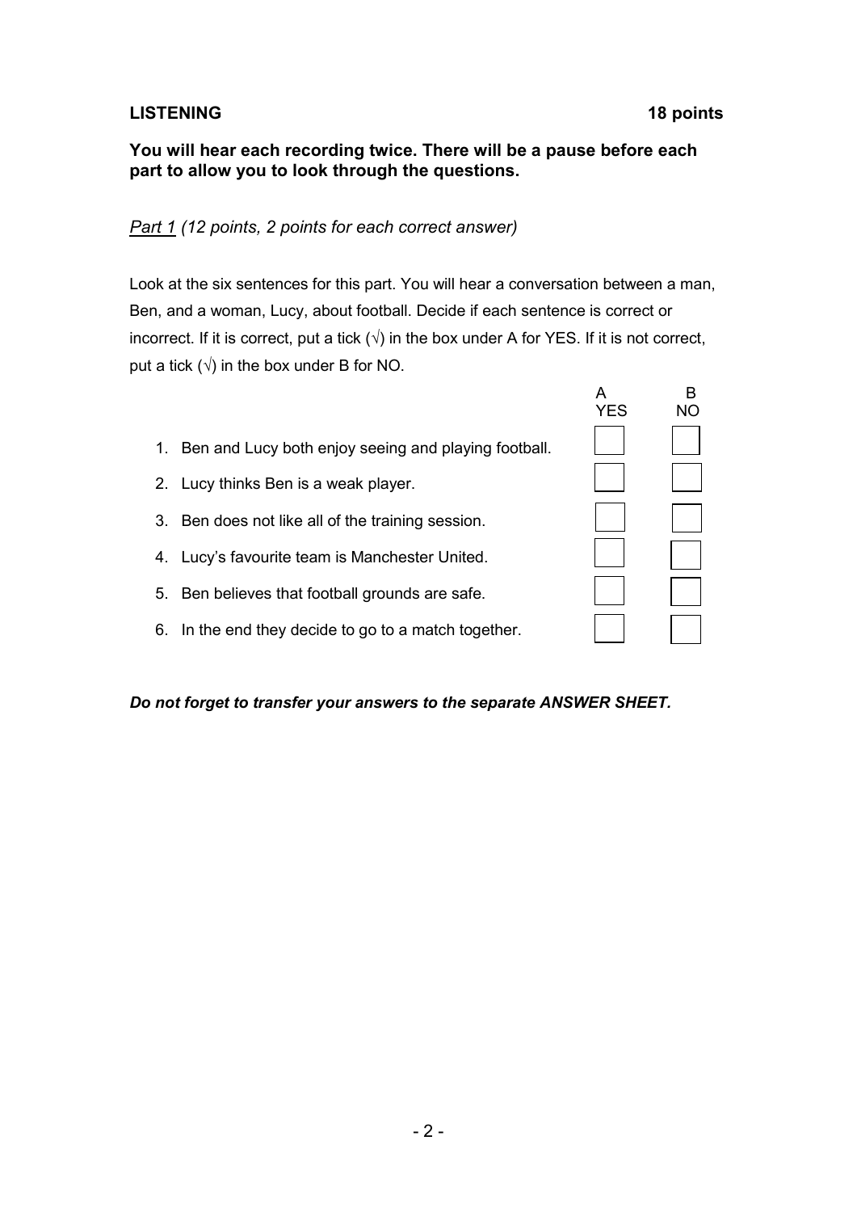**LISTENING** **18 points**

**You will hear each recording twice. There will be a pause before each part to allow you to look through the questions.**

*Part 1 (12 points, 2 points for each correct answer)*

Look at the six sentences for this part. You will hear a conversation between a man, Ben, and a woman, Lucy, about football. Decide if each sentence is correct or incorrect. If it is correct, put a tick (√) in the box under A for YES. If it is not correct, put a tick (√) in the box under B for NO.

| | A YES | B NO |
|---|---|---|
| 1. Ben and Lucy both enjoy seeing and playing football. | ☐ | ☐ |
| 2. Lucy thinks Ben is a weak player. | ☐ | ☐ |
| 3. Ben does not like all of the training session. | ☐ | ☐ |
| 4. Lucy's favourite team is Manchester United. | ☐ | ☐ |
| 5. Ben believes that football grounds are safe. | ☐ | ☐ |
| 6. In the end they decide to go to a match together. | ☐ | ☐ |

***Do not forget to transfer your answers to the separate ANSWER SHEET.***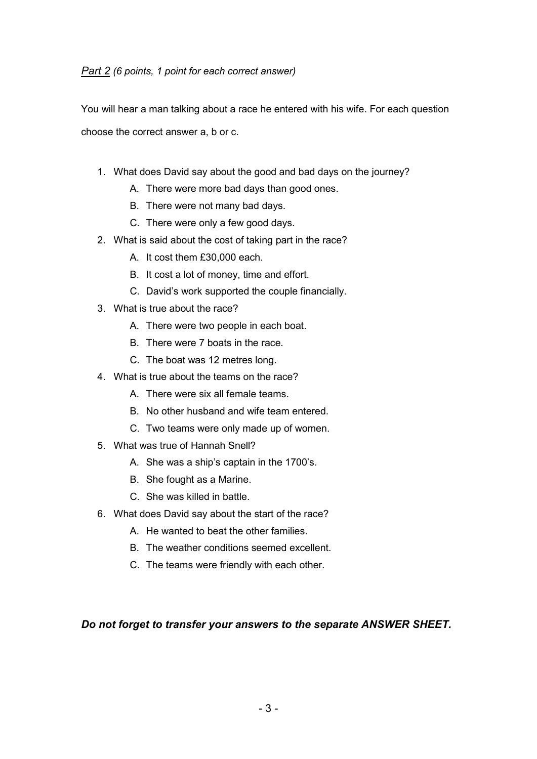*<u>Part 2</u> (6 points, 1 point for each correct answer)*

You will hear a man talking about a race he entered with his wife. For each question choose the correct answer a, b or c.

1. What does David say about the good and bad days on the journey?
   A. There were more bad days than good ones.
   B. There were not many bad days.
   C. There were only a few good days.
2. What is said about the cost of taking part in the race?
   A. It cost them £30,000 each.
   B. It cost a lot of money, time and effort.
   C. David's work supported the couple financially.
3. What is true about the race?
   A. There were two people in each boat.
   B. There were 7 boats in the race.
   C. The boat was 12 metres long.
4. What is true about the teams on the race?
   A. There were six all female teams.
   B. No other husband and wife team entered.
   C. Two teams were only made up of women.
5. What was true of Hannah Snell?
   A. She was a ship's captain in the 1700's.
   B. She fought as a Marine.
   C. She was killed in battle.
6. What does David say about the start of the race?
   A. He wanted to beat the other families.
   B. The weather conditions seemed excellent.
   C. The teams were friendly with each other.

***Do not forget to transfer your answers to the separate ANSWER SHEET.***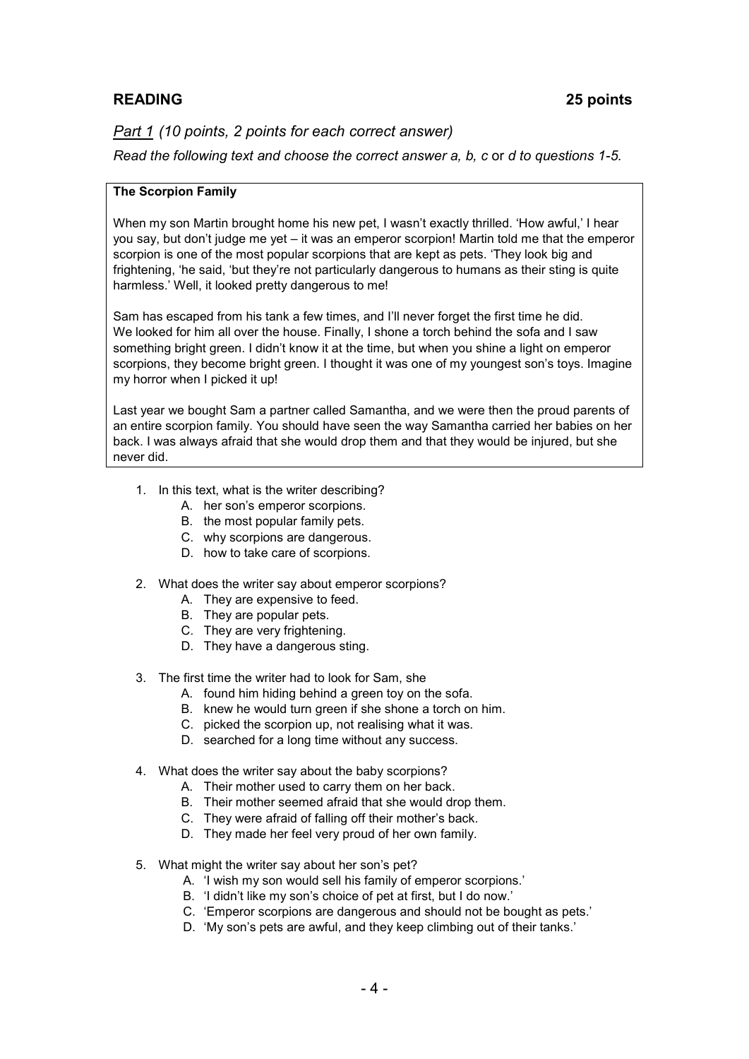## READING 25 points

*Part 1 (10 points, 2 points for each correct answer)*

*Read the following text and choose the correct answer a, b, c or d to questions 1-5.*

**The Scorpion Family**

When my son Martin brought home his new pet, I wasn't exactly thrilled. 'How awful,' I hear you say, but don't judge me yet – it was an emperor scorpion! Martin told me that the emperor scorpion is one of the most popular scorpions that are kept as pets. 'They look big and frightening, 'he said, 'but they're not particularly dangerous to humans as their sting is quite harmless.' Well, it looked pretty dangerous to me!

Sam has escaped from his tank a few times, and I'll never forget the first time he did. We looked for him all over the house. Finally, I shone a torch behind the sofa and I saw something bright green. I didn't know it at the time, but when you shine a light on emperor scorpions, they become bright green. I thought it was one of my youngest son's toys. Imagine my horror when I picked it up!

Last year we bought Sam a partner called Samantha, and we were then the proud parents of an entire scorpion family. You should have seen the way Samantha carried her babies on her back. I was always afraid that she would drop them and that they would be injured, but she never did.

1. In this text, what is the writer describing?
   - A. her son's emperor scorpions.
   - B. the most popular family pets.
   - C. why scorpions are dangerous.
   - D. how to take care of scorpions.

2. What does the writer say about emperor scorpions?
   - A. They are expensive to feed.
   - B. They are popular pets.
   - C. They are very frightening.
   - D. They have a dangerous sting.

3. The first time the writer had to look for Sam, she
   - A. found him hiding behind a green toy on the sofa.
   - B. knew he would turn green if she shone a torch on him.
   - C. picked the scorpion up, not realising what it was.
   - D. searched for a long time without any success.

4. What does the writer say about the baby scorpions?
   - A. Their mother used to carry them on her back.
   - B. Their mother seemed afraid that she would drop them.
   - C. They were afraid of falling off their mother's back.
   - D. They made her feel very proud of her own family.

5. What might the writer say about her son's pet?
   - A. 'I wish my son would sell his family of emperor scorpions.'
   - B. 'I didn't like my son's choice of pet at first, but I do now.'
   - C. 'Emperor scorpions are dangerous and should not be bought as pets.'
   - D. 'My son's pets are awful, and they keep climbing out of their tanks.'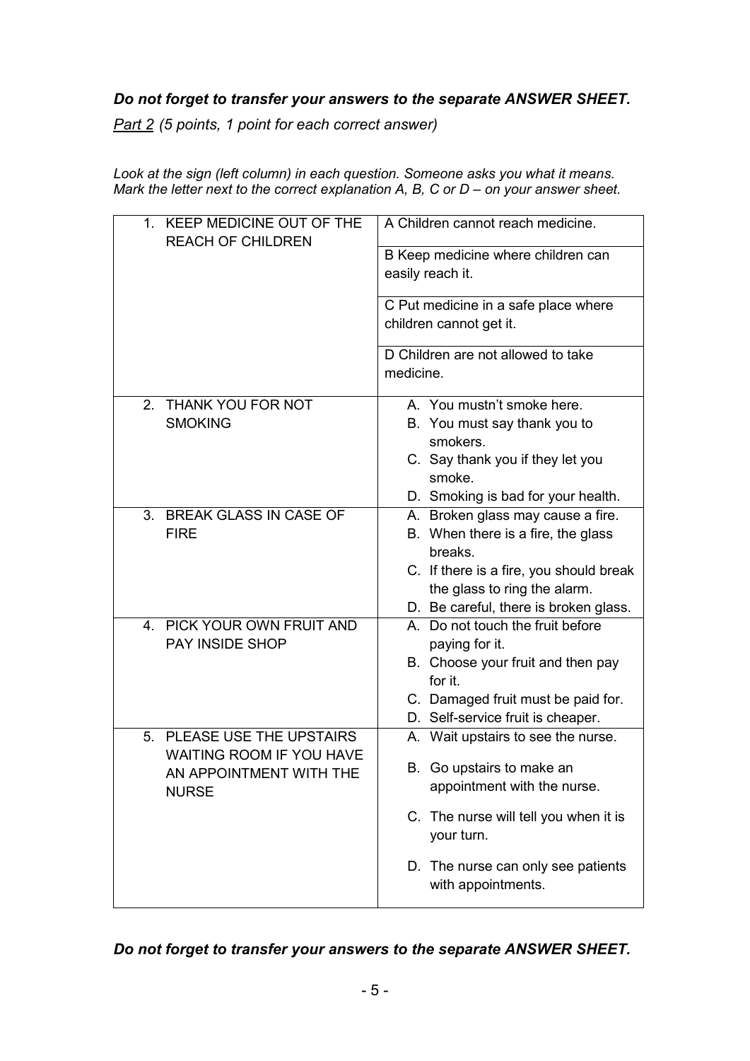***Do not forget to transfer your answers to the separate ANSWER SHEET.***

*Part 2 (5 points, 1 point for each correct answer)*

*Look at the sign (left column) in each question. Someone asks you what it means. Mark the letter next to the correct explanation A, B, C or D – on your answer sheet.*

| Sign | Explanation |
|---|---|
| 1. KEEP MEDICINE OUT OF THE REACH OF CHILDREN | A Children cannot reach medicine.<br>B Keep medicine where children can easily reach it.<br>C Put medicine in a safe place where children cannot get it.<br>D Children are not allowed to take medicine. |
| 2. THANK YOU FOR NOT SMOKING | A. You mustn't smoke here.<br>B. You must say thank you to smokers.<br>C. Say thank you if they let you smoke.<br>D. Smoking is bad for your health. |
| 3. BREAK GLASS IN CASE OF FIRE | A. Broken glass may cause a fire.<br>B. When there is a fire, the glass breaks.<br>C. If there is a fire, you should break the glass to ring the alarm.<br>D. Be careful, there is broken glass. |
| 4. PICK YOUR OWN FRUIT AND PAY INSIDE SHOP | A. Do not touch the fruit before paying for it.<br>B. Choose your fruit and then pay for it.<br>C. Damaged fruit must be paid for.<br>D. Self-service fruit is cheaper. |
| 5. PLEASE USE THE UPSTAIRS WAITING ROOM IF YOU HAVE AN APPOINTMENT WITH THE NURSE | A. Wait upstairs to see the nurse.<br>B. Go upstairs to make an appointment with the nurse.<br>C. The nurse will tell you when it is your turn.<br>D. The nurse can only see patients with appointments. |

***Do not forget to transfer your answers to the separate ANSWER SHEET.***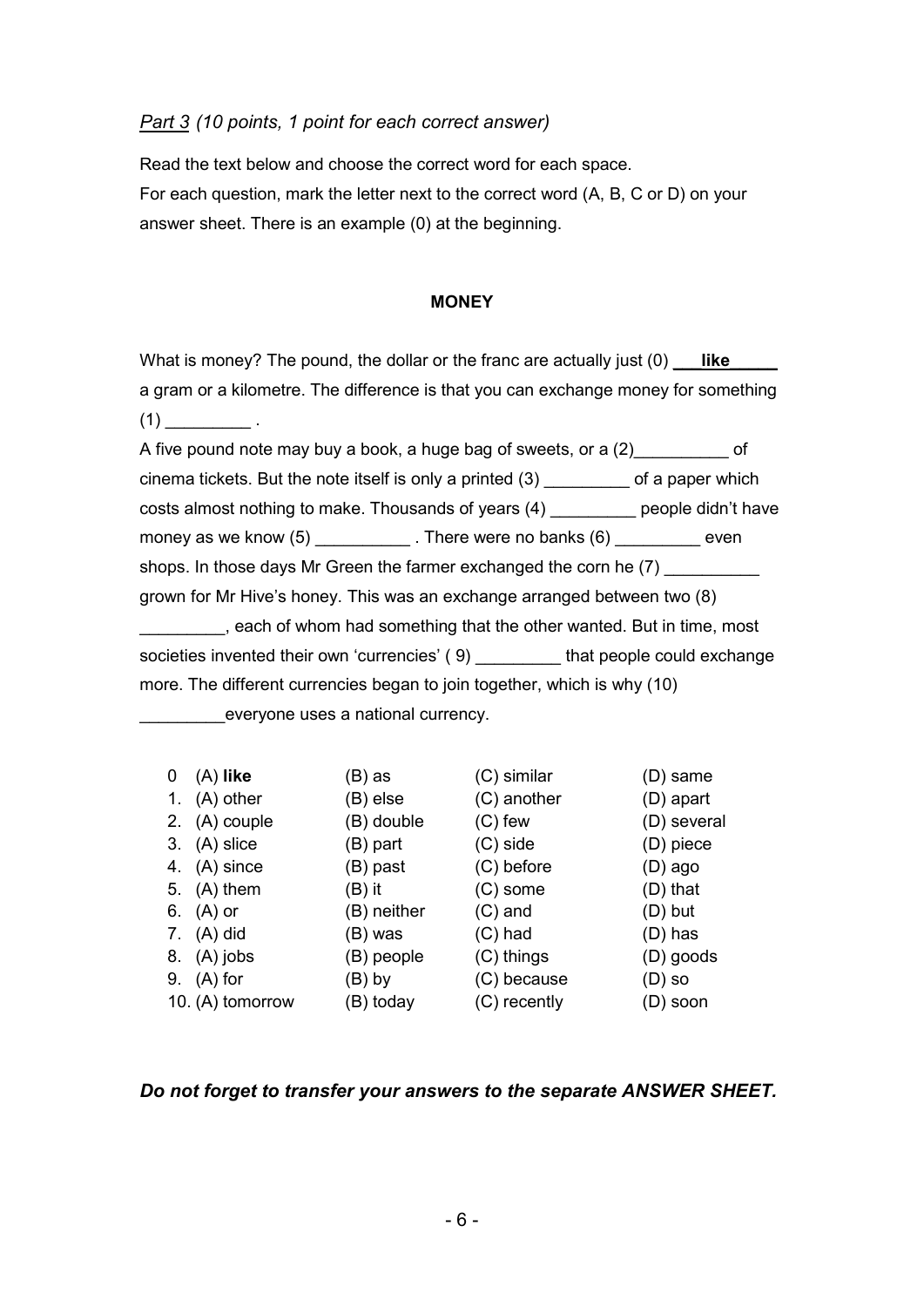*Part 3 (10 points, 1 point for each correct answer)*

Read the text below and choose the correct word for each space.
For each question, mark the letter next to the correct word (A, B, C or D) on your answer sheet. There is an example (0) at the beginning.

**MONEY**

What is money? The pound, the dollar or the franc are actually just (0) ___**like**_____ a gram or a kilometre. The difference is that you can exchange money for something (1) _________ .
A five pound note may buy a book, a huge bag of sweets, or a (2)__________ of cinema tickets. But the note itself is only a printed (3) _________ of a paper which costs almost nothing to make. Thousands of years (4) _________ people didn't have money as we know (5) __________ . There were no banks (6) _________ even shops. In those days Mr Green the farmer exchanged the corn he (7) __________ grown for Mr Hive's honey. This was an exchange arranged between two (8) _________, each of whom had something that the other wanted. But in time, most societies invented their own 'currencies' ( 9) _________ that people could exchange more. The different currencies began to join together, which is why (10) _________everyone uses a national currency.

| | | | | |
|---|---|---|---|---|
| 0 | (A) **like** | (B) as | (C) similar | (D) same |
| 1. | (A) other | (B) else | (C) another | (D) apart |
| 2. | (A) couple | (B) double | (C) few | (D) several |
| 3. | (A) slice | (B) part | (C) side | (D) piece |
| 4. | (A) since | (B) past | (C) before | (D) ago |
| 5. | (A) them | (B) it | (C) some | (D) that |
| 6. | (A) or | (B) neither | (C) and | (D) but |
| 7. | (A) did | (B) was | (C) had | (D) has |
| 8. | (A) jobs | (B) people | (C) things | (D) goods |
| 9. | (A) for | (B) by | (C) because | (D) so |
| 10. | (A) tomorrow | (B) today | (C) recently | (D) soon |

***Do not forget to transfer your answers to the separate ANSWER SHEET.***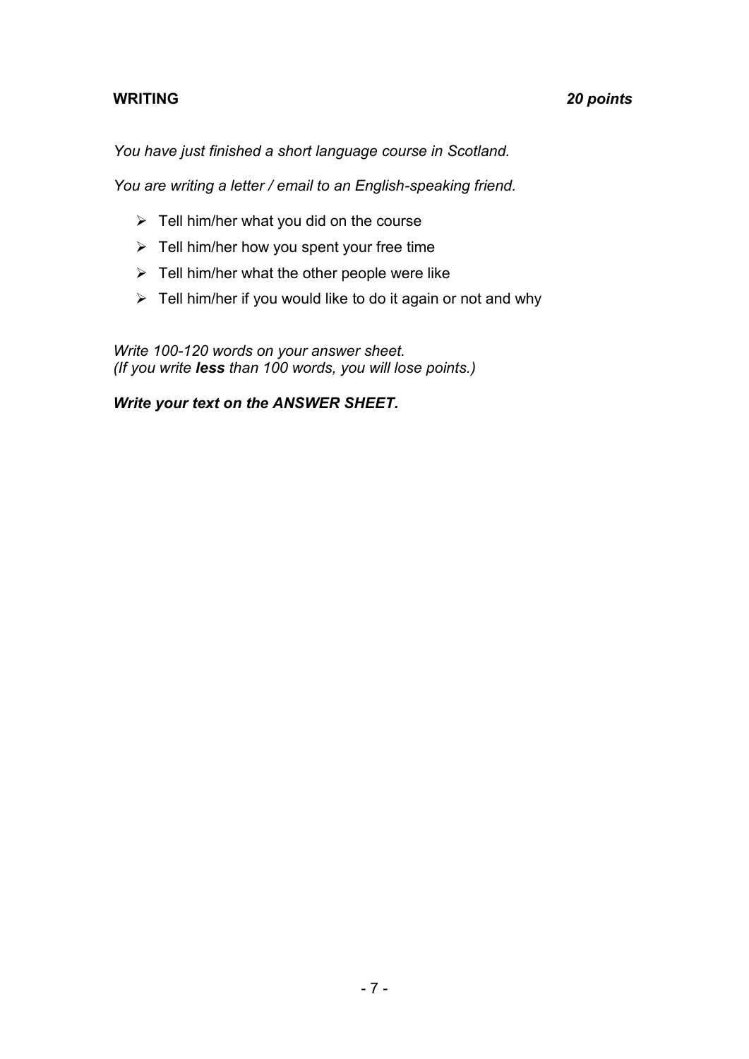**WRITING** ***20 points***

*You have just finished a short language course in Scotland.*

*You are writing a letter / email to an English-speaking friend.*

- Tell him/her what you did on the course
- Tell him/her how you spent your free time
- Tell him/her what the other people were like
- Tell him/her if you would like to do it again or not and why

*Write 100-120 words on your answer sheet.*
*(If you write **less** than 100 words, you will lose points.)*

***Write your text on the ANSWER SHEET.***